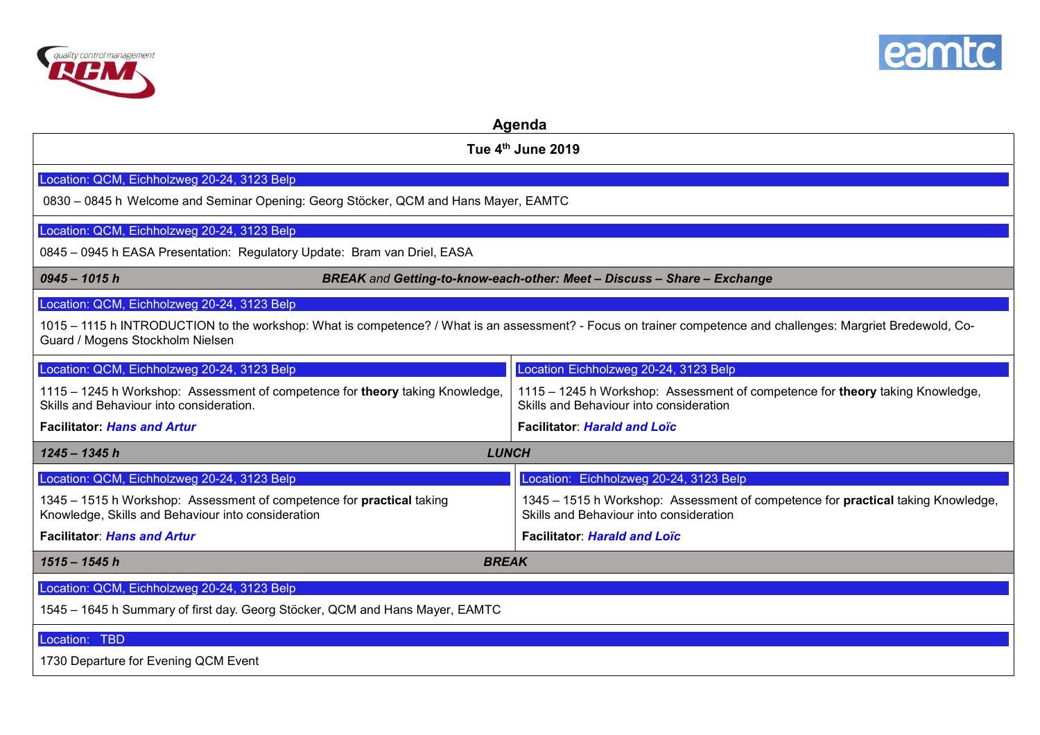## Agenda

**Tue 4th June 2019**

Location: QCM, Eichholzweg 20-24, 3123 Belp

0830 – 0845 h Welcome and Seminar Opening: Georg Stöcker, QCM and Hans Mayer, EAMTC

Location: QCM, Eichholzweg 20-24, 3123 Belp

0845 – 0945 h EASA Presentation: Regulatory Update: Bram van Driel, EASA

***0945 – 1015 h*** ***BREAK** and **Getting-to-know-each-other: Meet – Discuss – Share – Exchange***

Location: QCM, Eichholzweg 20-24, 3123 Belp

1015 – 1115 h INTRODUCTION to the workshop: What is competence? / What is an assessment? - Focus on trainer competence and challenges: Margriet Bredewold, Co-Guard / Mogens Stockholm Nielsen

| Location: QCM, Eichholzweg 20-24, 3123 Belp | Location Eichholzweg 20-24, 3123 Belp |
|---|---|
| 1115 – 1245 h Workshop: Assessment of competence for **theory** taking Knowledge, Skills and Behaviour into consideration.<br><br>**Facilitator: *Hans and Artur*** | 1115 – 1245 h Workshop: Assessment of competence for **theory** taking Knowledge, Skills and Behaviour into consideration<br><br>**Facilitator**: ***Harald and Loïc*** |

***1245 – 1345 h*** ***LUNCH***

| Location: QCM, Eichholzweg 20-24, 3123 Belp | Location: Eichholzweg 20-24, 3123 Belp |
|---|---|
| 1345 – 1515 h Workshop: Assessment of competence for **practical** taking Knowledge, Skills and Behaviour into consideration<br><br>**Facilitator**: ***Hans and Artur*** | 1345 – 1515 h Workshop: Assessment of competence for **practical** taking Knowledge, Skills and Behaviour into consideration<br><br>**Facilitator**: ***Harald and Loïc*** |

***1515 – 1545 h*** ***BREAK***

Location: QCM, Eichholzweg 20-24, 3123 Belp

1545 – 1645 h Summary of first day. Georg Stöcker, QCM and Hans Mayer, EAMTC

Location: TBD

1730 Departure for Evening QCM Event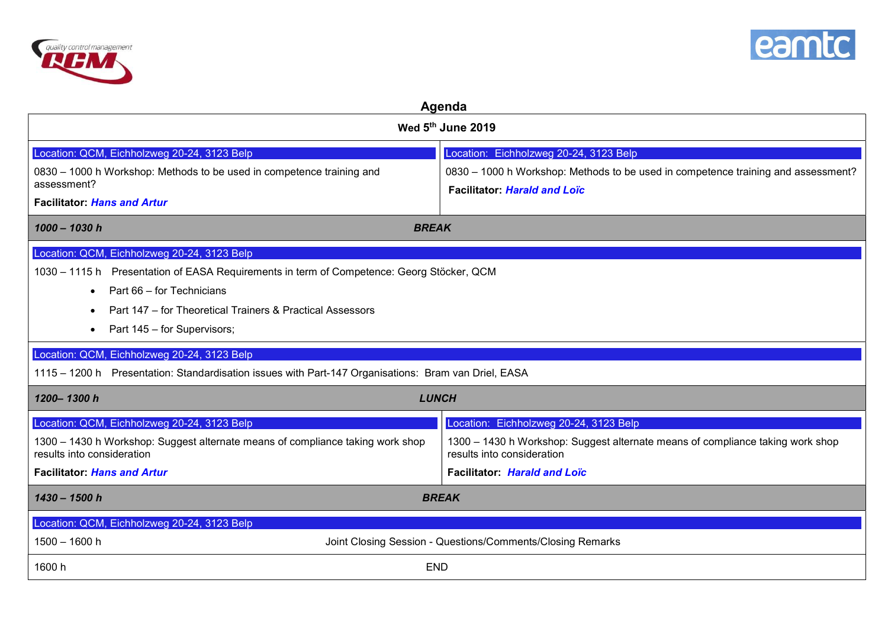## Agenda

**Wed 5th June 2019**

| | |
|---|---|
| Location: QCM, Eichholzweg 20-24, 3123 Belp<br>0830 – 1000 h Workshop: Methods to be used in competence training and assessment?<br>**Facilitator:** ***Hans and Artur*** | Location: Eichholzweg 20-24, 3123 Belp<br>0830 – 1000 h Workshop: Methods to be used in competence training and assessment?<br>**Facilitator:** ***Harald and Loïc*** |
| ***1000 – 1030 h*** | ***BREAK*** |
| Location: QCM, Eichholzweg 20-24, 3123 Belp<br>1030 – 1115 h Presentation of EASA Requirements in term of Competence: Georg Stöcker, QCM<br>• Part 66 – for Technicians<br>• Part 147 – for Theoretical Trainers & Practical Assessors<br>• Part 145 – for Supervisors; | |
| Location: QCM, Eichholzweg 20-24, 3123 Belp<br>1115 – 1200 h Presentation: Standardisation issues with Part-147 Organisations: Bram van Driel, EASA | |
| ***1200– 1300 h*** | ***LUNCH*** |
| Location: QCM, Eichholzweg 20-24, 3123 Belp<br>1300 – 1430 h Workshop: Suggest alternate means of compliance taking work shop results into consideration<br>**Facilitator:** ***Hans and Artur*** | Location: Eichholzweg 20-24, 3123 Belp<br>1300 – 1430 h Workshop: Suggest alternate means of compliance taking work shop results into consideration<br>**Facilitator:** ***Harald and Loïc*** |
| ***1430 – 1500 h*** | ***BREAK*** |
| Location: QCM, Eichholzweg 20-24, 3123 Belp<br>1500 – 1600 h | Joint Closing Session - Questions/Comments/Closing Remarks |
| 1600 h | END |